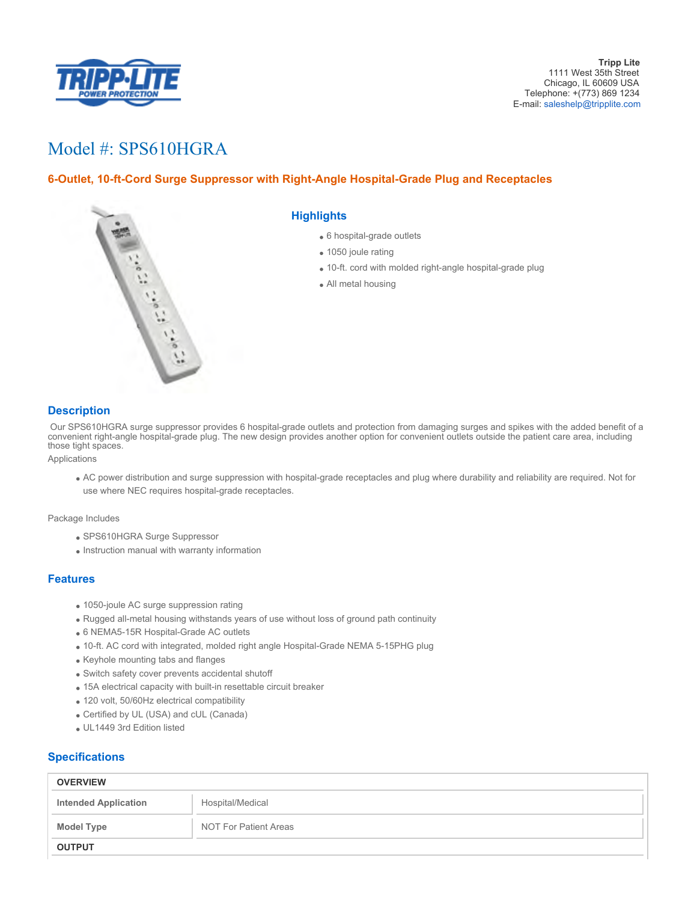**Tripp Lite**
1111 West 35th Street
Chicago, IL 60609 USA
Telephone: +(773) 869 1234
E-mail: saleshelp@tripplite.com

# Model #: SPS610HGRA

## 6-Outlet, 10-ft-Cord Surge Suppressor with Right-Angle Hospital-Grade Plug and Receptacles

### Highlights

- 6 hospital-grade outlets
- 1050 joule rating
- 10-ft. cord with molded right-angle hospital-grade plug
- All metal housing

### Description

Our SPS610HGRA surge suppressor provides 6 hospital-grade outlets and protection from damaging surges and spikes with the added benefit of a convenient right-angle hospital-grade plug. The new design provides another option for convenient outlets outside the patient care area, including those tight spaces.

Applications

- AC power distribution and surge suppression with hospital-grade receptacles and plug where durability and reliability are required. Not for use where NEC requires hospital-grade receptacles.

Package Includes

- SPS610HGRA Surge Suppressor
- Instruction manual with warranty information

### Features

- 1050-joule AC surge suppression rating
- Rugged all-metal housing withstands years of use without loss of ground path continuity
- 6 NEMA5-15R Hospital-Grade AC outlets
- 10-ft. AC cord with integrated, molded right angle Hospital-Grade NEMA 5-15PHG plug
- Keyhole mounting tabs and flanges
- Switch safety cover prevents accidental shutoff
- 15A electrical capacity with built-in resettable circuit breaker
- 120 volt, 50/60Hz electrical compatibility
- Certified by UL (USA) and cUL (Canada)
- UL1449 3rd Edition listed

### Specifications

| OVERVIEW | |
|---|---|
| **Intended Application** | Hospital/Medical |
| **Model Type** | NOT For Patient Areas |
| **OUTPUT** | |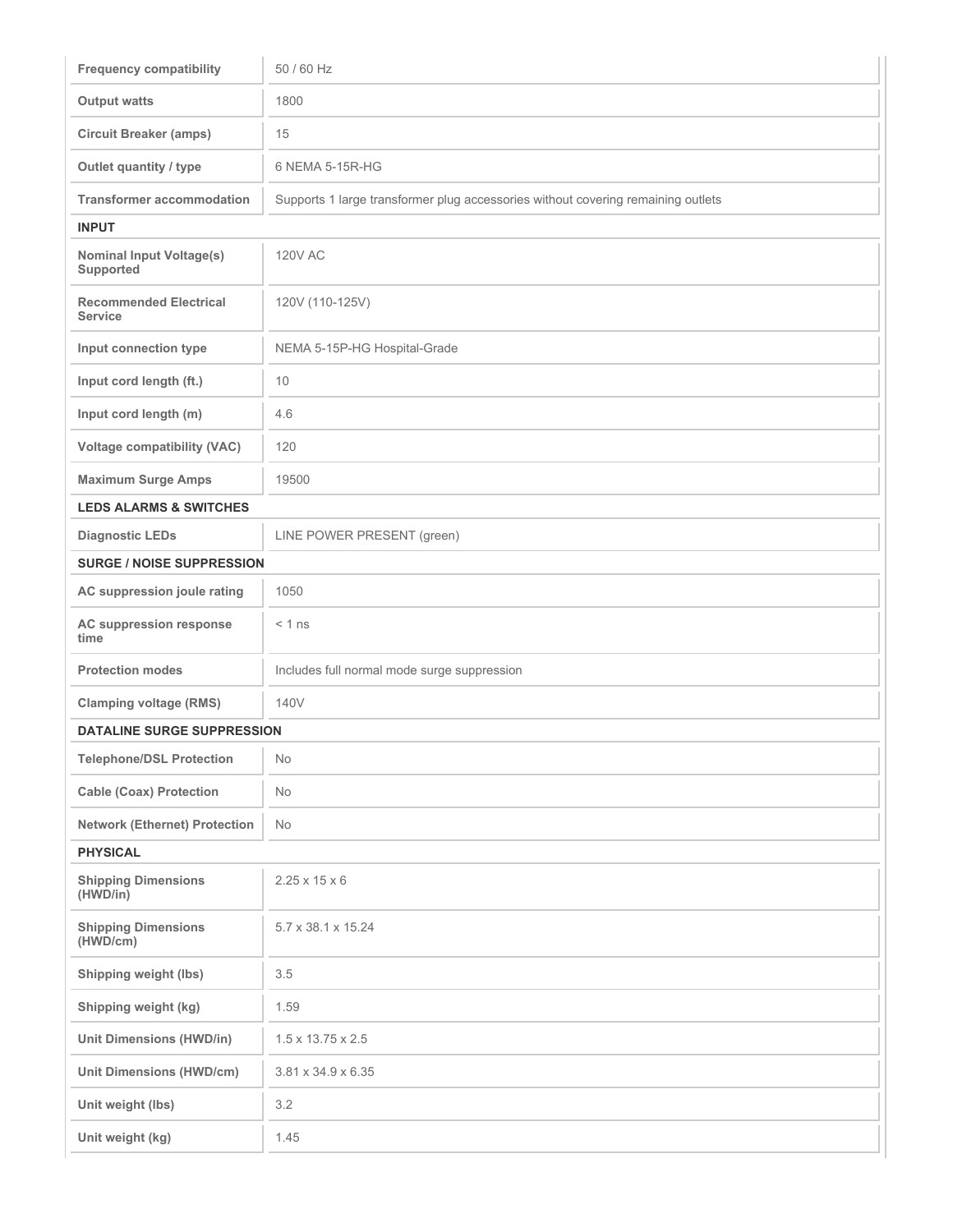| | |
|---|---|
| **Frequency compatibility** | 50 / 60 Hz |
| **Output watts** | 1800 |
| **Circuit Breaker (amps)** | 15 |
| **Outlet quantity / type** | 6 NEMA 5-15R-HG |
| **Transformer accommodation** | Supports 1 large transformer plug accessories without covering remaining outlets |

**INPUT**

| | |
|---|---|
| **Nominal Input Voltage(s) Supported** | 120V AC |
| **Recommended Electrical Service** | 120V (110-125V) |
| **Input connection type** | NEMA 5-15P-HG Hospital-Grade |
| **Input cord length (ft.)** | 10 |
| **Input cord length (m)** | 4.6 |
| **Voltage compatibility (VAC)** | 120 |
| **Maximum Surge Amps** | 19500 |

**LEDS ALARMS & SWITCHES**

| | |
|---|---|
| **Diagnostic LEDs** | LINE POWER PRESENT (green) |

**SURGE / NOISE SUPPRESSION**

| | |
|---|---|
| **AC suppression joule rating** | 1050 |
| **AC suppression response time** | < 1 ns |
| **Protection modes** | Includes full normal mode surge suppression |
| **Clamping voltage (RMS)** | 140V |

**DATALINE SURGE SUPPRESSION**

| | |
|---|---|
| **Telephone/DSL Protection** | No |
| **Cable (Coax) Protection** | No |
| **Network (Ethernet) Protection** | No |

**PHYSICAL**

| | |
|---|---|
| **Shipping Dimensions (HWD/in)** | 2.25 x 15 x 6 |
| **Shipping Dimensions (HWD/cm)** | 5.7 x 38.1 x 15.24 |
| **Shipping weight (lbs)** | 3.5 |
| **Shipping weight (kg)** | 1.59 |
| **Unit Dimensions (HWD/in)** | 1.5 x 13.75 x 2.5 |
| **Unit Dimensions (HWD/cm)** | 3.81 x 34.9 x 6.35 |
| **Unit weight (lbs)** | 3.2 |
| **Unit weight (kg)** | 1.45 |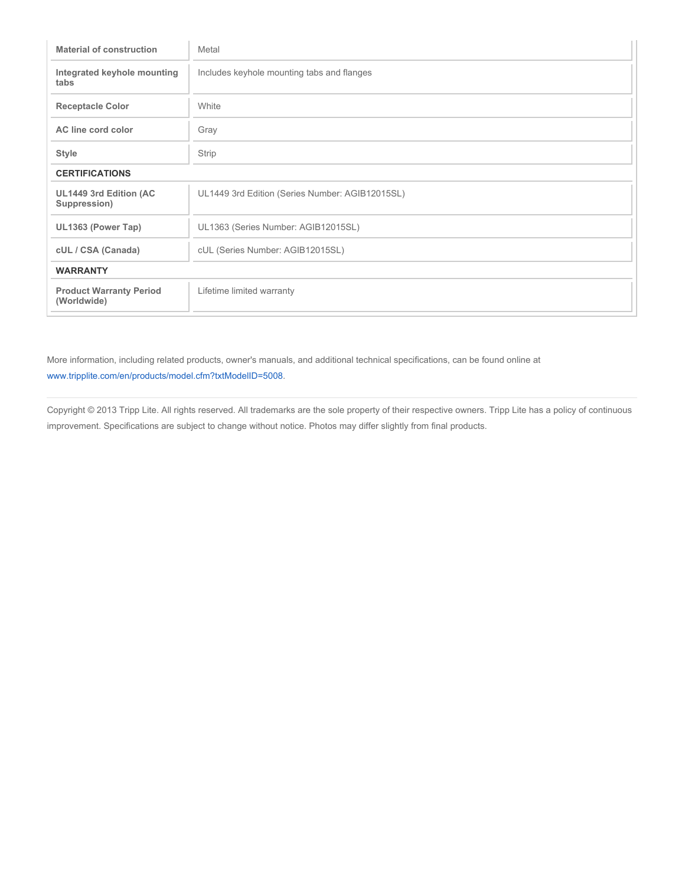| | |
|---|---|
| **Material of construction** | Metal |
| **Integrated keyhole mounting tabs** | Includes keyhole mounting tabs and flanges |
| **Receptacle Color** | White |
| **AC line cord color** | Gray |
| **Style** | Strip |
| **CERTIFICATIONS** | |
| **UL1449 3rd Edition (AC Suppression)** | UL1449 3rd Edition (Series Number: AGIB12015SL) |
| **UL1363 (Power Tap)** | UL1363 (Series Number: AGIB12015SL) |
| **cUL / CSA (Canada)** | cUL (Series Number: AGIB12015SL) |
| **WARRANTY** | |
| **Product Warranty Period (Worldwide)** | Lifetime limited warranty |

More information, including related products, owner's manuals, and additional technical specifications, can be found online at www.tripplite.com/en/products/model.cfm?txtModelID=5008.

Copyright © 2013 Tripp Lite. All rights reserved. All trademarks are the sole property of their respective owners. Tripp Lite has a policy of continuous improvement. Specifications are subject to change without notice. Photos may differ slightly from final products.